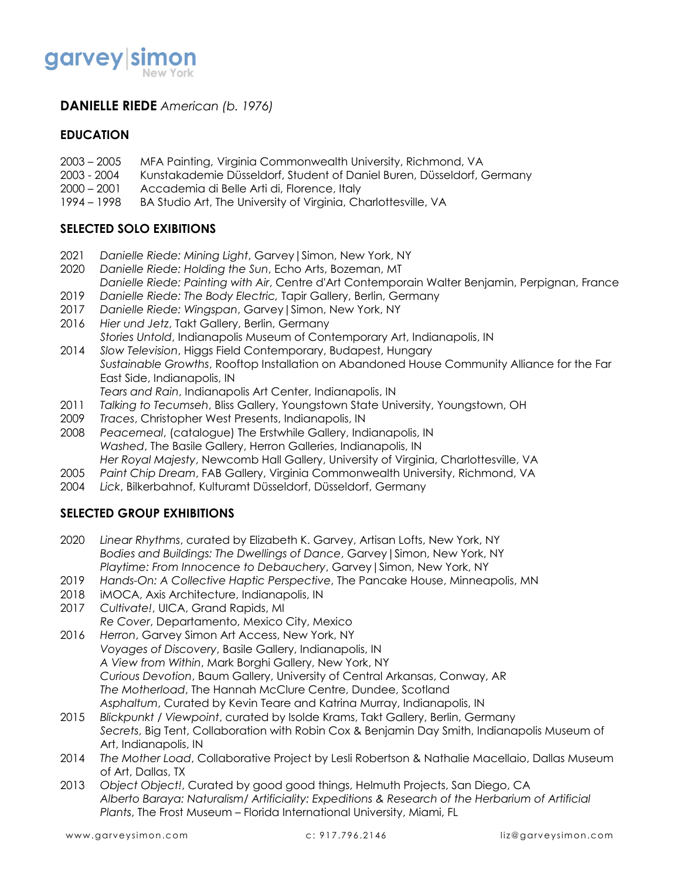garvey|simon
New York

# **DANIELLE RIEDE** *American (b. 1976)*

## EDUCATION

2003 – 2005 MFA Painting, Virginia Commonwealth University, Richmond, VA
2003 - 2004 Kunstakademie Düsseldorf, Student of Daniel Buren, Düsseldorf, Germany
2000 – 2001 Accademia di Belle Arti di, Florence, Italy
1994 – 1998 BA Studio Art, The University of Virginia, Charlottesville, VA

## SELECTED SOLO EXIBITIONS

2021 *Danielle Riede: Mining Light*, Garvey|Simon, New York, NY
2020 *Danielle Riede: Holding the Sun*, Echo Arts, Bozeman, MT
*Danielle Riede: Painting with Air*, Centre d'Art Contemporain Walter Benjamin, Perpignan, France
2019 *Danielle Riede: The Body Electric,* Tapir Gallery, Berlin, Germany
2017 *Danielle Riede: Wingspan*, Garvey|Simon, New York, NY
2016 *Hier und Jetz*, Takt Gallery, Berlin, Germany
*Stories Untold*, Indianapolis Museum of Contemporary Art, Indianapolis, IN
2014 *Slow Television*, Higgs Field Contemporary, Budapest, Hungary
*Sustainable Growths*, Rooftop Installation on Abandoned House Community Alliance for the Far East Side, Indianapolis, IN
*Tears and Rain*, Indianapolis Art Center, Indianapolis, IN
2011 *Talking to Tecumseh*, Bliss Gallery, Youngstown State University, Youngstown, OH
2009 *Traces*, Christopher West Presents, Indianapolis, IN
2008 *Peacemeal*, (catalogue) The Erstwhile Gallery, Indianapolis, IN
*Washed*, The Basile Gallery, Herron Galleries, Indianapolis, IN
*Her Royal Majesty*, Newcomb Hall Gallery, University of Virginia, Charlottesville, VA
2005 *Paint Chip Dream*, FAB Gallery, Virginia Commonwealth University, Richmond, VA
2004 *Lick*, Bilkerbahnof, Kulturamt Düsseldorf, Düsseldorf, Germany

## SELECTED GROUP EXHIBITIONS

2020 *Linear Rhythms*, curated by Elizabeth K. Garvey, Artisan Lofts, New York, NY
*Bodies and Buildings: The Dwellings of Dance*, Garvey|Simon, New York, NY
*Playtime: From Innocence to Debauchery*, Garvey|Simon, New York, NY
2019 *Hands-On: A Collective Haptic Perspective*, The Pancake House, Minneapolis, MN
2018 iMOCA, Axis Architecture, Indianapolis, IN
2017 *Cultivate!*, UICA, Grand Rapids, MI
*Re Cover*, Departamento, Mexico City, Mexico
2016 *Herron*, Garvey Simon Art Access, New York, NY
*Voyages of Discovery*, Basile Gallery, Indianapolis, IN
*A View from Within*, Mark Borghi Gallery, New York, NY
*Curious Devotion*, Baum Gallery, University of Central Arkansas, Conway, AR
*The Motherload*, The Hannah McClure Centre, Dundee, Scotland
*Asphaltum*, Curated by Kevin Teare and Katrina Murray, Indianapolis, IN
2015 *Blickpunkt / Viewpoint*, curated by Isolde Krams, Takt Gallery, Berlin, Germany
*Secrets*, Big Tent, Collaboration with Robin Cox & Benjamin Day Smith, Indianapolis Museum of Art, Indianapolis, IN
2014 *The Mother Load*, Collaborative Project by Lesli Robertson & Nathalie Macellaio, Dallas Museum of Art, Dallas, TX
2013 *Object Object!*, Curated by good good things, Helmuth Projects, San Diego, CA
*Alberto Baraya: Naturalism/ Artificiality: Expeditions & Research of the Herbarium of Artificial Plants*, The Frost Museum – Florida International University, Miami, FL

www.garveysimon.com c: 917.796.2146 liz@garveysimon.com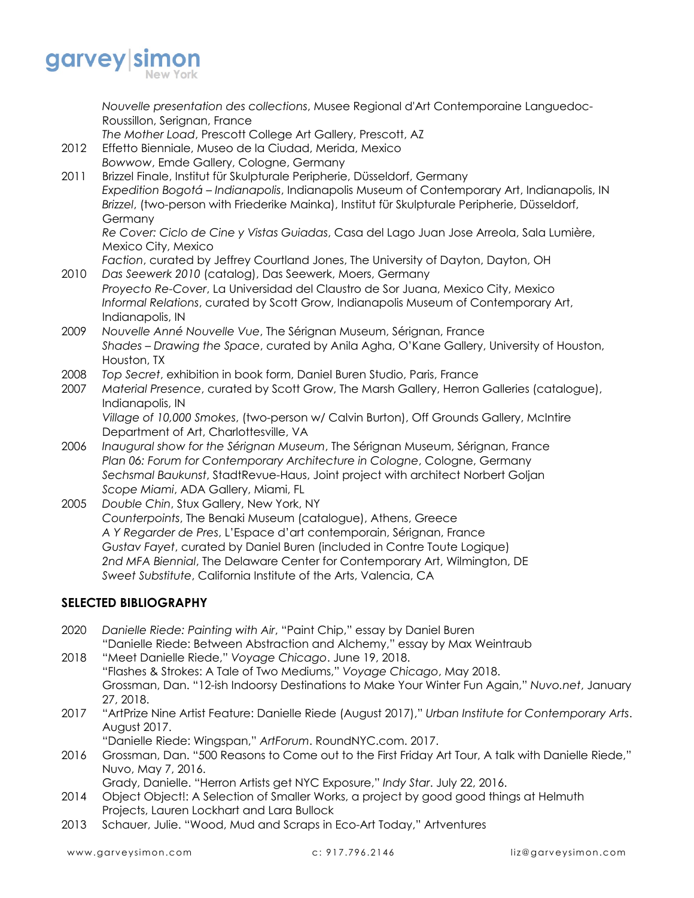*Nouvelle presentation des collections*, Musee Regional d'Art Contemporaine Languedoc-Roussillon, Serignan, France

*The Mother Load*, Prescott College Art Gallery, Prescott, AZ

2012 Effetto Bienniale, Museo de la Ciudad, Merida, Mexico

*Bowwow*, Emde Gallery, Cologne, Germany

2011 Brizzel Finale, Institut für Skulpturale Peripherie, Düsseldorf, Germany

*Expedition Bogotá – Indianapolis*, Indianapolis Museum of Contemporary Art, Indianapolis, IN

*Brizzel*, (two-person with Friederike Mainka), Institut für Skulpturale Peripherie, Düsseldorf, Germany

*Re Cover: Ciclo de Cine y Vistas Guiadas*, Casa del Lago Juan Jose Arreola, Sala Lumière, Mexico City, Mexico

*Faction*, curated by Jeffrey Courtland Jones, The University of Dayton, Dayton, OH

2010 *Das Seewerk 2010* (catalog), Das Seewerk, Moers, Germany

*Proyecto Re-Cover*, La Universidad del Claustro de Sor Juana, Mexico City, Mexico

*Informal Relations*, curated by Scott Grow, Indianapolis Museum of Contemporary Art, Indianapolis, IN

2009 *Nouvelle Anné Nouvelle Vue*, The Sérignan Museum, Sérignan, France

*Shades – Drawing the Space*, curated by Anila Agha, O'Kane Gallery, University of Houston, Houston, TX

2008 *Top Secret*, exhibition in book form, Daniel Buren Studio, Paris, France

2007 *Material Presence*, curated by Scott Grow, The Marsh Gallery, Herron Galleries (catalogue), Indianapolis, IN

*Village of 10,000 Smokes*, (two-person w/ Calvin Burton), Off Grounds Gallery, McIntire Department of Art, Charlottesville, VA

2006 *Inaugural show for the Sérignan Museum*, The Sérignan Museum, Sérignan, France

*Plan 06: Forum for Contemporary Architecture in Cologne*, Cologne, Germany

*Sechsmal Baukunst*, StadtRevue-Haus, Joint project with architect Norbert Goljan

*Scope Miami*, ADA Gallery, Miami, FL

2005 *Double Chin*, Stux Gallery, New York, NY

*Counterpoints*, The Benaki Museum (catalogue), Athens, Greece

*A Y Regarder de Pres*, L'Espace d'art contemporain, Sérignan, France

*Gustav Fayet*, curated by Daniel Buren (included in Contre Toute Logique)

*2nd MFA Biennial*, The Delaware Center for Contemporary Art, Wilmington, DE

*Sweet Substitute*, California Institute of the Arts, Valencia, CA

## SELECTED BIBLIOGRAPHY

2020 *Danielle Riede: Painting with Air*, "Paint Chip," essay by Daniel Buren

"Danielle Riede: Between Abstraction and Alchemy," essay by Max Weintraub

2018 "Meet Danielle Riede," *Voyage Chicago*. June 19, 2018.

"Flashes & Strokes: A Tale of Two Mediums," *Voyage Chicago*, May 2018.

Grossman, Dan. "12-ish Indoorsy Destinations to Make Your Winter Fun Again," *Nuvo.net*, January 27, 2018.

2017 "ArtPrize Nine Artist Feature: Danielle Riede (August 2017)," *Urban Institute for Contemporary Arts*. August 2017.

"Danielle Riede: Wingspan," *ArtForum*. RoundNYC.com. 2017.

2016 Grossman, Dan. "500 Reasons to Come out to the First Friday Art Tour, A talk with Danielle Riede," Nuvo, May 7, 2016.

Grady, Danielle. "Herron Artists get NYC Exposure," *Indy Star*. July 22, 2016.

2014 Object Object!: A Selection of Smaller Works, a project by good good things at Helmuth Projects, Lauren Lockhart and Lara Bullock

2013 Schauer, Julie. "Wood, Mud and Scraps in Eco-Art Today," Artventures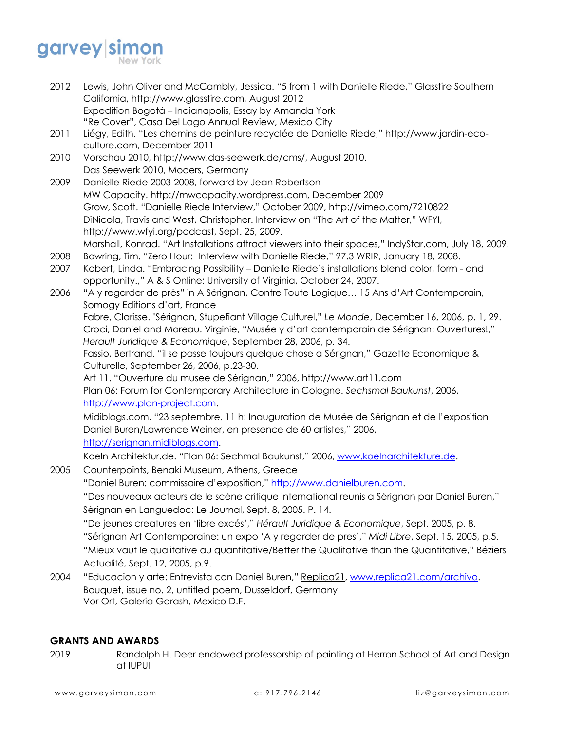2012 Lewis, John Oliver and McCambly, Jessica. "5 from 1 with Danielle Riede," Glasstire Southern California, http://www.glasstire.com, August 2012
Expedition Bogotá – Indianapolis, Essay by Amanda York
"Re Cover", Casa Del Lago Annual Review, Mexico City

2011 Liégy, Edith. "Les chemins de peinture recyclée de Danielle Riede," http://www.jardin-eco-culture.com, December 2011

2010 Vorschau 2010, http://www.das-seewerk.de/cms/, August 2010.
Das Seewerk 2010, Mooers, Germany

2009 Danielle Riede 2003-2008, forward by Jean Robertson
MW Capacity. http://mwcapacity.wordpress.com, December 2009
Grow, Scott. "Danielle Riede Interview," October 2009, http://vimeo.com/7210822
DiNicola, Travis and West, Christopher. Interview on "The Art of the Matter," WFYI, http://www.wfyi.org/podcast, Sept. 25, 2009.
Marshall, Konrad. "Art Installations attract viewers into their spaces," IndyStar.com, July 18, 2009.

2008 Bowring, Tim. "Zero Hour: Interview with Danielle Riede," 97.3 WRIR, January 18, 2008.

2007 Kobert, Linda. "Embracing Possibility – Danielle Riede's installations blend color, form - and opportunity.," A & S Online: University of Virginia, October 24, 2007.

2006 "A y regarder de près" in A Sérignan, Contre Toute Logique… 15 Ans d'Art Contemporain, Somogy Editions d'art, France
Fabre, Clarisse. "Sérignan, Stupefiant Village Culturel," *Le Monde*, December 16, 2006, p. 1, 29.
Croci, Daniel and Moreau. Virginie, "Musée y d'art contemporain de Sérignan: Ouvertures!," *Herault Juridique & Economique*, September 28, 2006, p. 34.
Fassio, Bertrand. "il se passe toujours quelque chose a Sérignan," Gazette Economique & Culturelle, September 26, 2006, p.23-30.
Art 11. "Ouverture du musee de Sérignan," 2006, http://www.art11.com
Plan 06: Forum for Contemporary Architecture in Cologne. *Sechsmal Baukunst*, 2006, http://www.plan-project.com.
Midiblogs.com. "23 septembre, 11 h: Inauguration de Musée de Sérignan et de l'exposition Daniel Buren/Lawrence Weiner, en presence de 60 artistes," 2006, http://serignan.midiblogs.com.
Koeln Architektur.de. "Plan 06: Sechmal Baukunst," 2006, www.koelnarchitekture.de.

2005 Counterpoints, Benaki Museum, Athens, Greece
"Daniel Buren: commissaire d'exposition," http://www.danielburen.com.
"Des nouveaux acteurs de le scène critique international reunis a Sérignan par Daniel Buren," Sèrignan en Languedoc: Le Journal, Sept. 8, 2005. P. 14.
"De jeunes creatures en 'libre excés'," *Hérault Juridique & Economique*, Sept. 2005, p. 8.
"Sérignan Art Contemporaine: un expo 'A y regarder de pres'," *Midi Libre*, Sept. 15, 2005, p.5.
"Mieux vaut le qualitative au quantitative/Better the Qualitative than the Quantitative," Béziers Actualité, Sept. 12, 2005, p.9.

2004 "Educacion y arte: Entrevista con Daniel Buren," Replica21, www.replica21.com/archivo.
Bouquet, issue no. 2, untitled poem, Dusseldorf, Germany
Vor Ort, Galeria Garash, Mexico D.F.

## GRANTS AND AWARDS

2019 Randolph H. Deer endowed professorship of painting at Herron School of Art and Design at IUPUI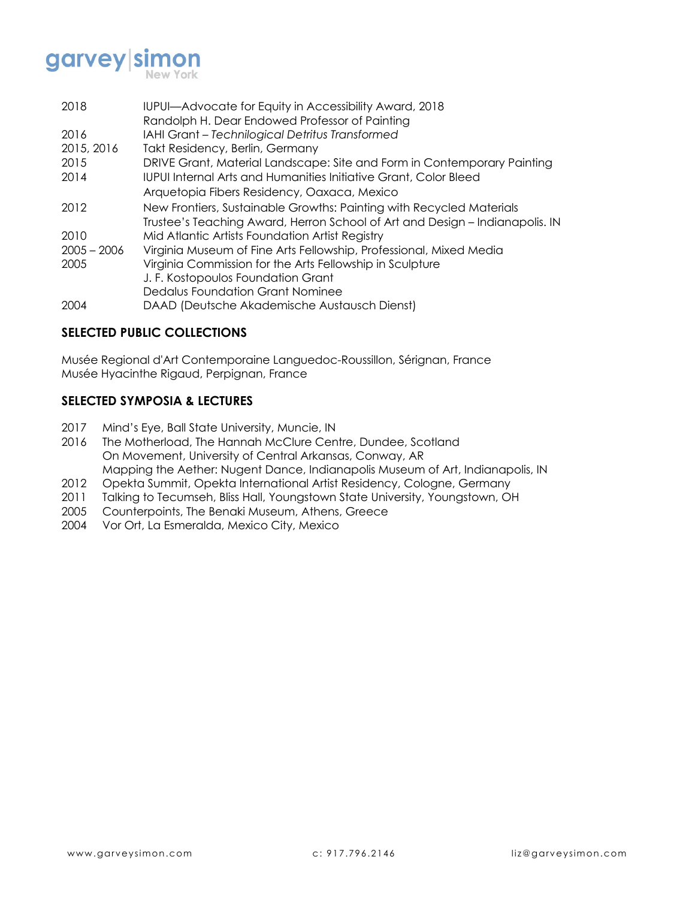| | |
|---|---|
| 2018 | IUPUI—Advocate for Equity in Accessibility Award, 2018 |
| | Randolph H. Dear Endowed Professor of Painting |
| 2016 | IAHI Grant – *Technilogical Detritus Transformed* |
| 2015, 2016 | Takt Residency, Berlin, Germany |
| 2015 | DRIVE Grant, Material Landscape: Site and Form in Contemporary Painting |
| 2014 | IUPUI Internal Arts and Humanities Initiative Grant, Color Bleed |
| | Arquetopia Fibers Residency, Oaxaca, Mexico |
| 2012 | New Frontiers, Sustainable Growths: Painting with Recycled Materials |
| | Trustee's Teaching Award, Herron School of Art and Design – Indianapolis. IN |
| 2010 | Mid Atlantic Artists Foundation Artist Registry |
| 2005 – 2006 | Virginia Museum of Fine Arts Fellowship, Professional, Mixed Media |
| 2005 | Virginia Commission for the Arts Fellowship in Sculpture |
| | J. F. Kostopoulos Foundation Grant |
| | Dedalus Foundation Grant Nominee |
| 2004 | DAAD (Deutsche Akademische Austausch Dienst) |

## SELECTED PUBLIC COLLECTIONS

Musée Regional d'Art Contemporaine Languedoc-Roussillon, Sérignan, France
Musée Hyacinthe Rigaud, Perpignan, France

## SELECTED SYMPOSIA & LECTURES

| | |
|---|---|
| 2017 | Mind's Eye, Ball State University, Muncie, IN |
| 2016 | The Motherload, The Hannah McClure Centre, Dundee, Scotland |
| | On Movement, University of Central Arkansas, Conway, AR |
| | Mapping the Aether: Nugent Dance, Indianapolis Museum of Art, Indianapolis, IN |
| 2012 | Opekta Summit, Opekta International Artist Residency, Cologne, Germany |
| 2011 | Talking to Tecumseh, Bliss Hall, Youngstown State University, Youngstown, OH |
| 2005 | Counterpoints, The Benaki Museum, Athens, Greece |
| 2004 | Vor Ort, La Esmeralda, Mexico City, Mexico |